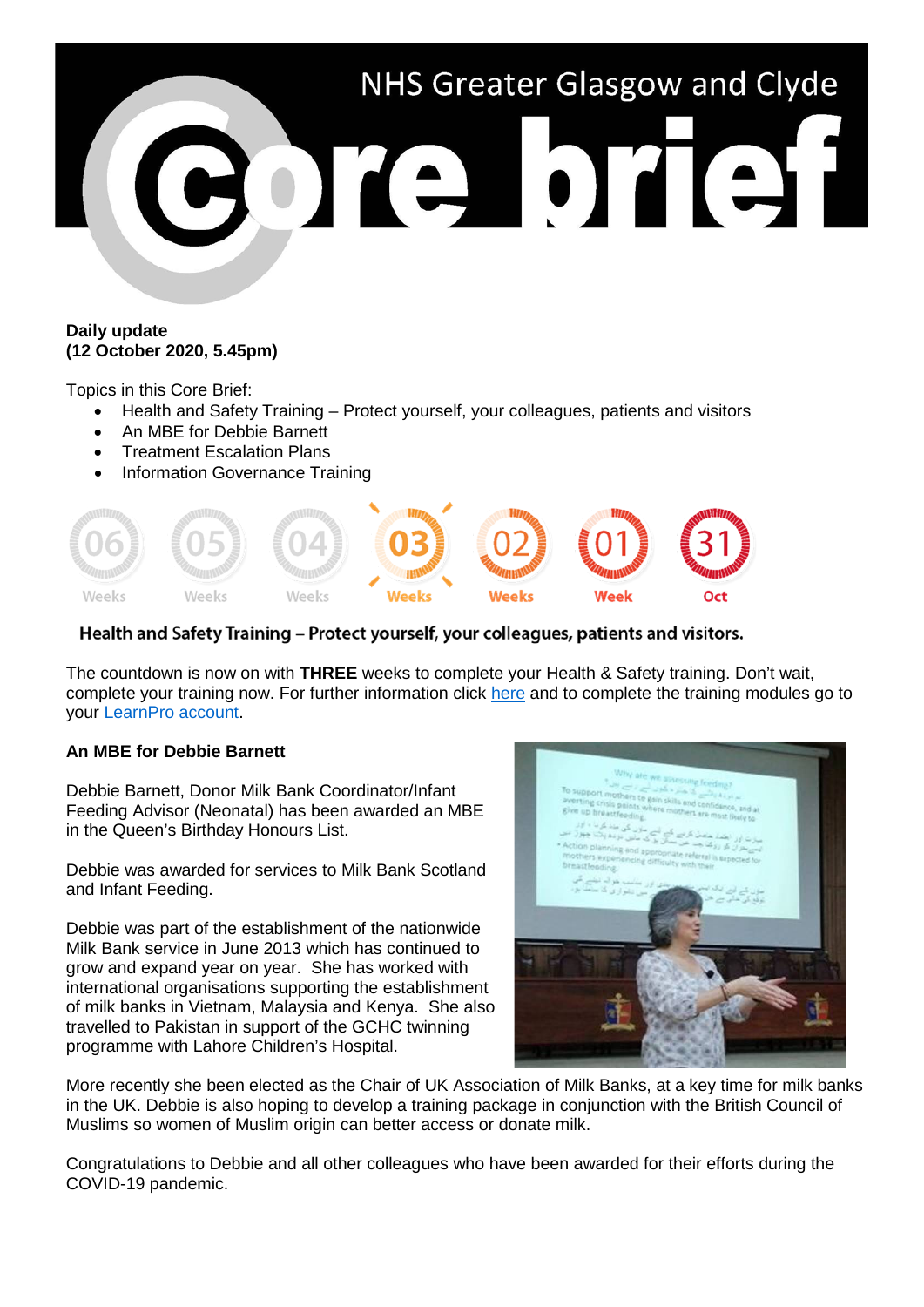# NHS Greater Glasgow and Clyde Core brief

**Daily update**
**(12 October 2020, 5.45pm)**

Topics in this Core Brief:

- Health and Safety Training – Protect yourself, your colleagues, patients and visitors
- An MBE for Debbie Barnett
- Treatment Escalation Plans
- Information Governance Training

06 Weeks 05 Weeks 04 Weeks 03 Weeks 02 Weeks 01 Week 31 Oct

## Health and Safety Training – Protect yourself, your colleagues, patients and visitors.

The countdown is now on with **THREE** weeks to complete your Health & Safety training. Don't wait, complete your training now. For further information click here and to complete the training modules go to your LearnPro account.

### An MBE for Debbie Barnett

Debbie Barnett, Donor Milk Bank Coordinator/Infant Feeding Advisor (Neonatal) has been awarded an MBE in the Queen's Birthday Honours List.

Debbie was awarded for services to Milk Bank Scotland and Infant Feeding.

Debbie was part of the establishment of the nationwide Milk Bank service in June 2013 which has continued to grow and expand year on year. She has worked with international organisations supporting the establishment of milk banks in Vietnam, Malaysia and Kenya. She also travelled to Pakistan in support of the GCHC twinning programme with Lahore Children's Hospital.

More recently she been elected as the Chair of UK Association of Milk Banks, at a key time for milk banks in the UK. Debbie is also hoping to develop a training package in conjunction with the British Council of Muslims so women of Muslim origin can better access or donate milk.

Congratulations to Debbie and all other colleagues who have been awarded for their efforts during the COVID-19 pandemic.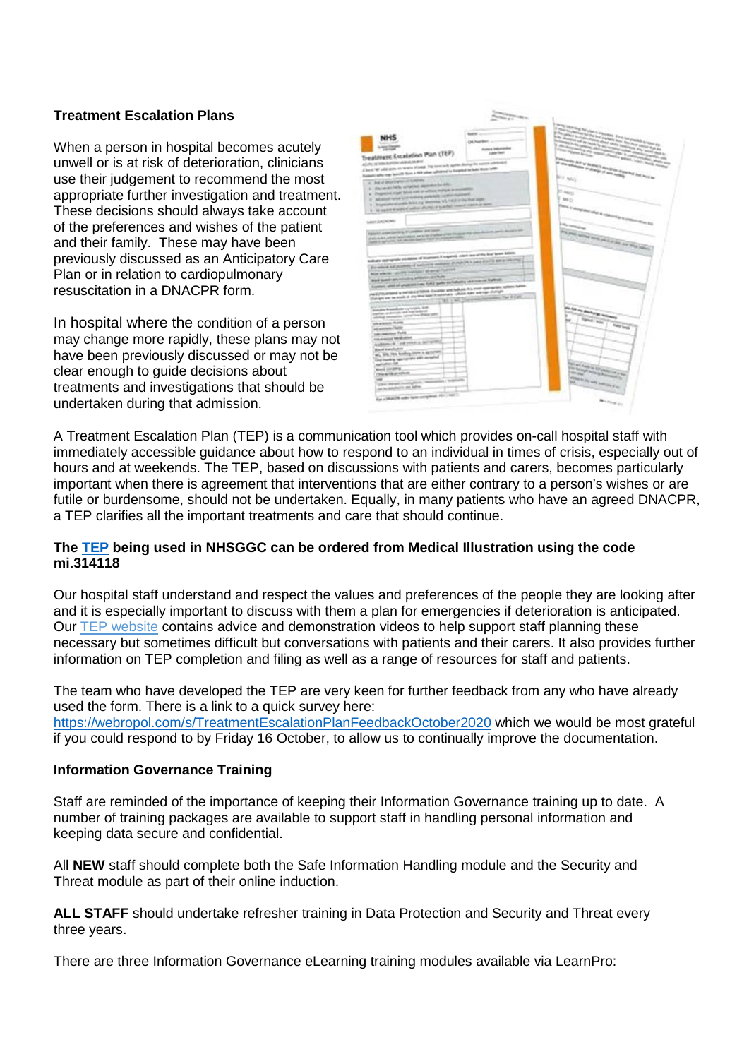**Treatment Escalation Plans**

When a person in hospital becomes acutely unwell or is at risk of deterioration, clinicians use their judgement to recommend the most appropriate further investigation and treatment. These decisions should always take account of the preferences and wishes of the patient and their family. These may have been previously discussed as an Anticipatory Care Plan or in relation to cardiopulmonary resuscitation in a DNACPR form.

In hospital where the condition of a person may change more rapidly, these plans may not have been previously discussed or may not be clear enough to guide decisions about treatments and investigations that should be undertaken during that admission.

A Treatment Escalation Plan (TEP) is a communication tool which provides on-call hospital staff with immediately accessible guidance about how to respond to an individual in times of crisis, especially out of hours and at weekends. The TEP, based on discussions with patients and carers, becomes particularly important when there is agreement that interventions that are either contrary to a person's wishes or are futile or burdensome, should not be undertaken. Equally, in many patients who have an agreed DNACPR, a TEP clarifies all the important treatments and care that should continue.

**The TEP being used in NHSGGC can be ordered from Medical Illustration using the code mi.314118**

Our hospital staff understand and respect the values and preferences of the people they are looking after and it is especially important to discuss with them a plan for emergencies if deterioration is anticipated. Our TEP website contains advice and demonstration videos to help support staff planning these necessary but sometimes difficult but conversations with patients and their carers. It also provides further information on TEP completion and filing as well as a range of resources for staff and patients.

The team who have developed the TEP are very keen for further feedback from any who have already used the form. There is a link to a quick survey here: https://webropol.com/s/TreatmentEscalationPlanFeedbackOctober2020 which we would be most grateful if you could respond to by Friday 16 October, to allow us to continually improve the documentation.

**Information Governance Training**

Staff are reminded of the importance of keeping their Information Governance training up to date. A number of training packages are available to support staff in handling personal information and keeping data secure and confidential.

All **NEW** staff should complete both the Safe Information Handling module and the Security and Threat module as part of their online induction.

**ALL STAFF** should undertake refresher training in Data Protection and Security and Threat every three years.

There are three Information Governance eLearning training modules available via LearnPro: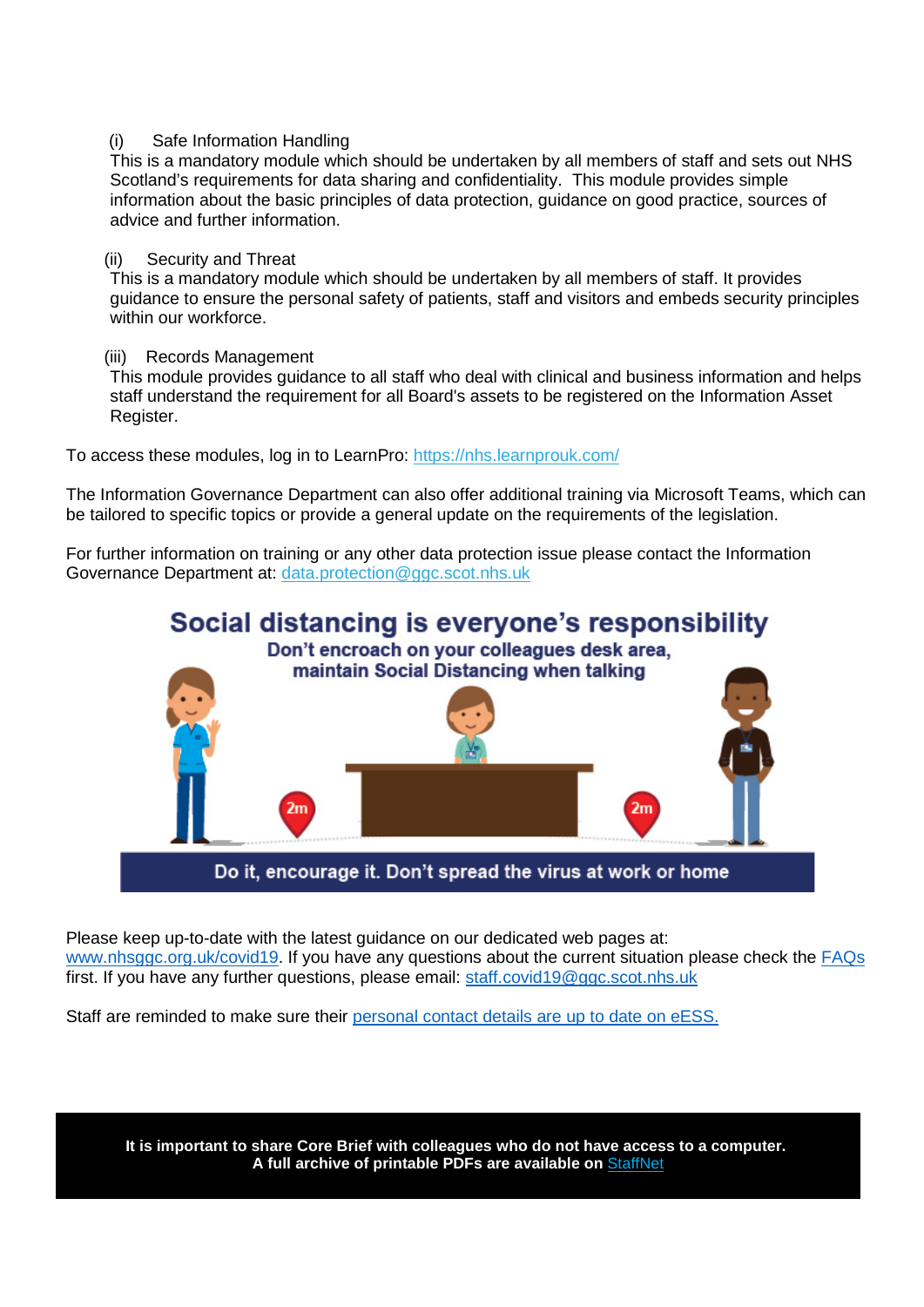(i) Safe Information Handling

This is a mandatory module which should be undertaken by all members of staff and sets out NHS Scotland's requirements for data sharing and confidentiality. This module provides simple information about the basic principles of data protection, guidance on good practice, sources of advice and further information.

(ii) Security and Threat

This is a mandatory module which should be undertaken by all members of staff. It provides guidance to ensure the personal safety of patients, staff and visitors and embeds security principles within our workforce.

(iii) Records Management

This module provides guidance to all staff who deal with clinical and business information and helps staff understand the requirement for all Board's assets to be registered on the Information Asset Register.

To access these modules, log in to LearnPro: https://nhs.learnprouk.com/

The Information Governance Department can also offer additional training via Microsoft Teams, which can be tailored to specific topics or provide a general update on the requirements of the legislation.

For further information on training or any other data protection issue please contact the Information Governance Department at: data.protection@ggc.scot.nhs.uk

**Social distancing is everyone's responsibility**

**Don't encroach on your colleagues desk area, maintain Social Distancing when talking**

2m

2m

**Do it, encourage it. Don't spread the virus at work or home**

Please keep up-to-date with the latest guidance on our dedicated web pages at: www.nhsggc.org.uk/covid19. If you have any questions about the current situation please check the FAQs first. If you have any further questions, please email: staff.covid19@ggc.scot.nhs.uk

Staff are reminded to make sure their personal contact details are up to date on eESS.

**It is important to share Core Brief with colleagues who do not have access to a computer.**
**A full archive of printable PDFs are available on StaffNet**